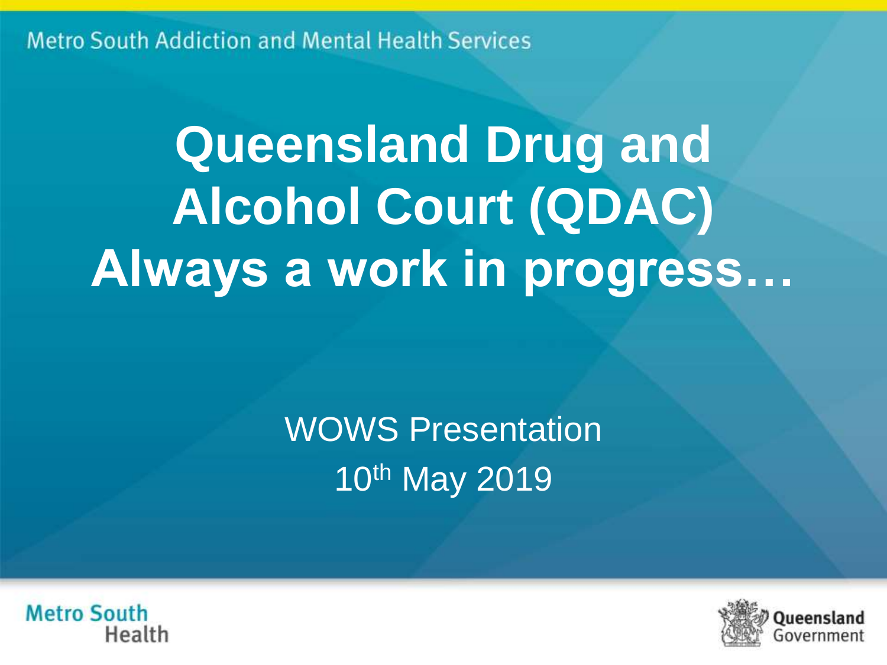Metro South Addiction and Mental Health Services

# Queensland Drug and Alcohol Court (QDAC) Always a work in progress…

WOWS Presentation

10th May 2019

Metro South Health

Queensland Government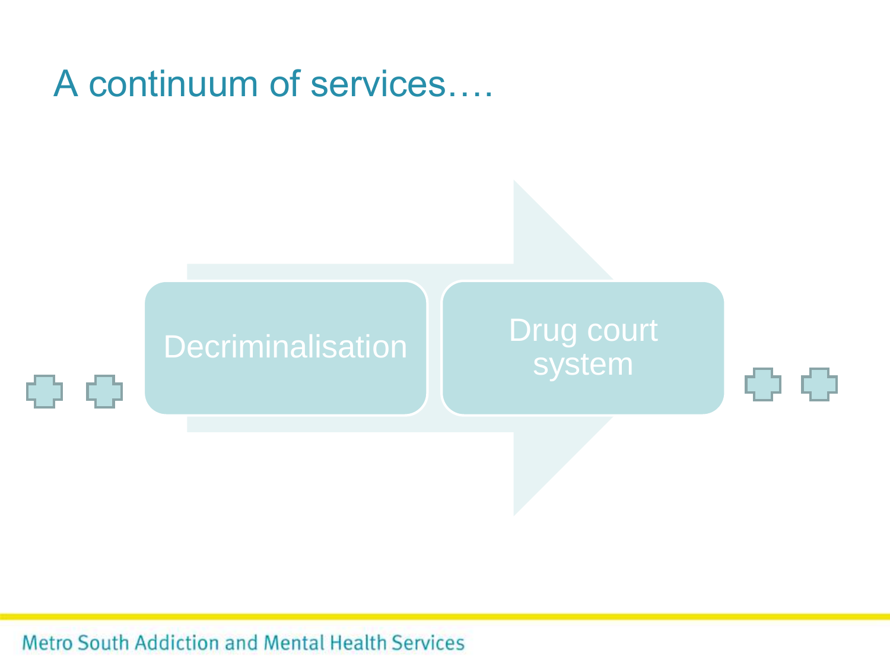# A continuum of services….

Decriminalisation

Drug court system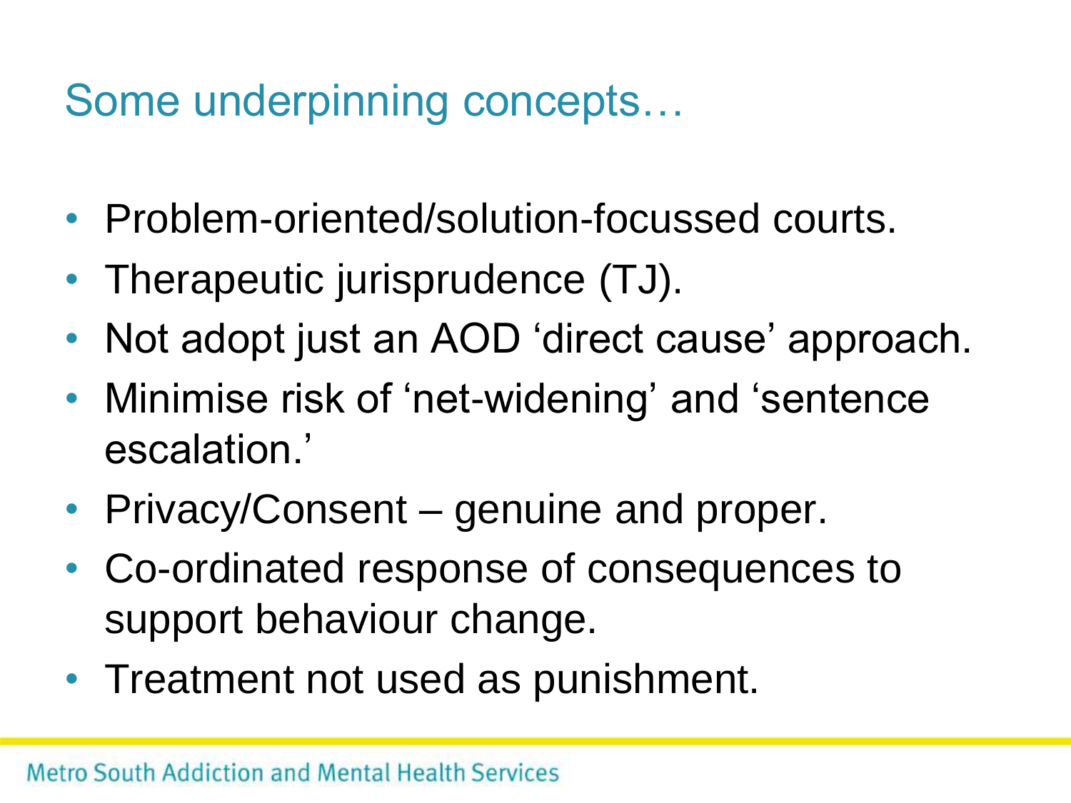# Some underpinning concepts…

- Problem-oriented/solution-focussed courts.
- Therapeutic jurisprudence (TJ).
- Not adopt just an AOD 'direct cause' approach.
- Minimise risk of 'net-widening' and 'sentence escalation.'
- Privacy/Consent – genuine and proper.
- Co-ordinated response of consequences to support behaviour change.
- Treatment not used as punishment.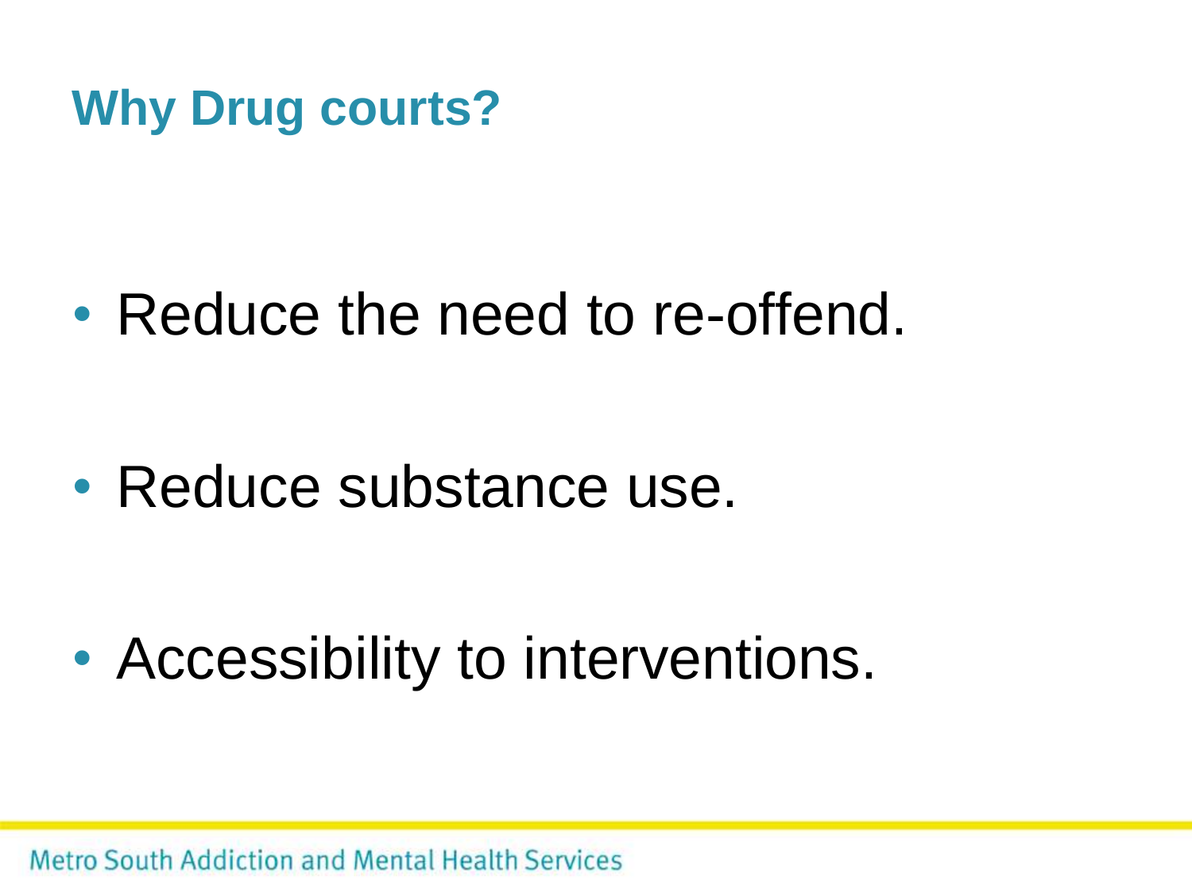# Why Drug courts?

- Reduce the need to re-offend.
- Reduce substance use.
- Accessibility to interventions.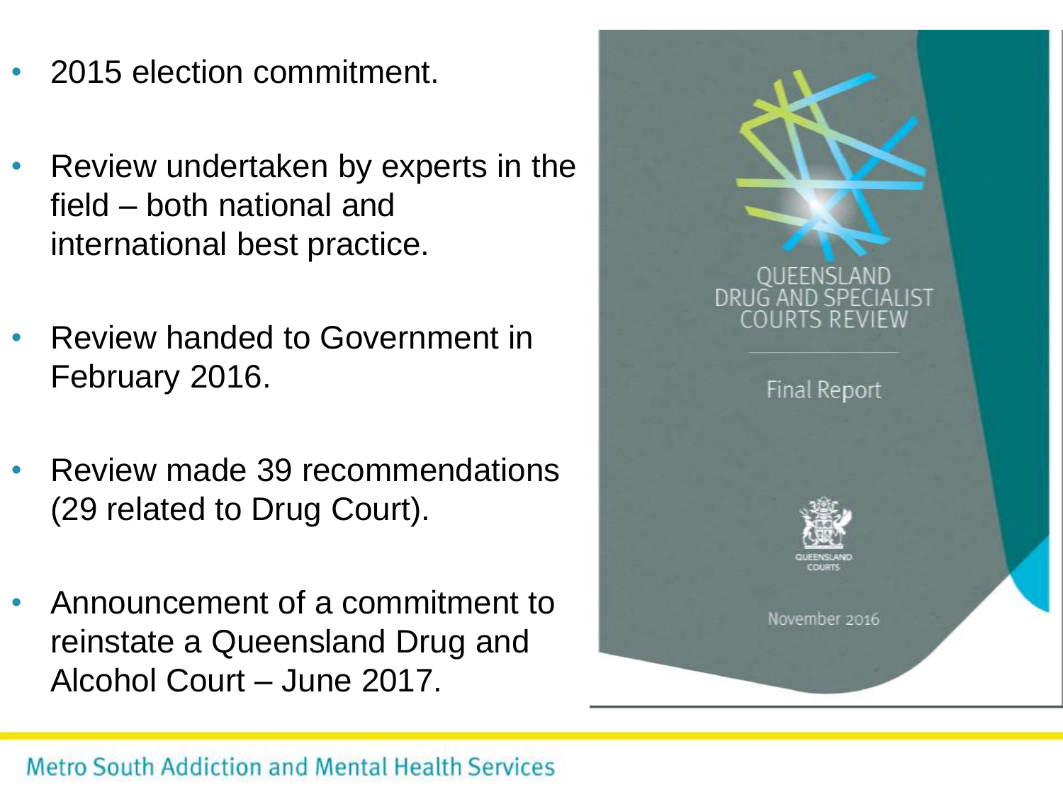- 2015 election commitment.
- Review undertaken by experts in the field – both national and international best practice.
- Review handed to Government in February 2016.
- Review made 39 recommendations (29 related to Drug Court).
- Announcement of a commitment to reinstate a Queensland Drug and Alcohol Court – June 2017.

QUEENSLAND DRUG AND SPECIALIST COURTS REVIEW

Final Report

QUEENSLAND COURTS

November 2016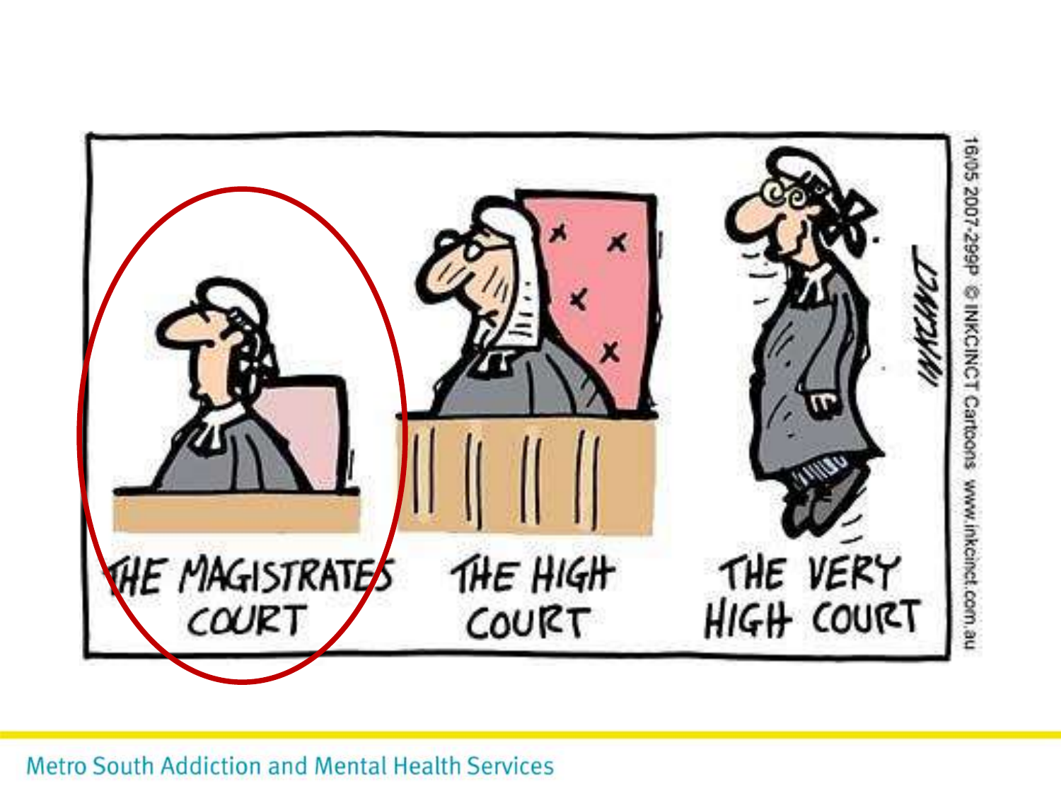THE MAGISTRATES COURT

THE HIGH COURT

THE VERY HIGH COURT

16/05 2007-299P © INKCINCT Cartoons www.inkcinct.com.au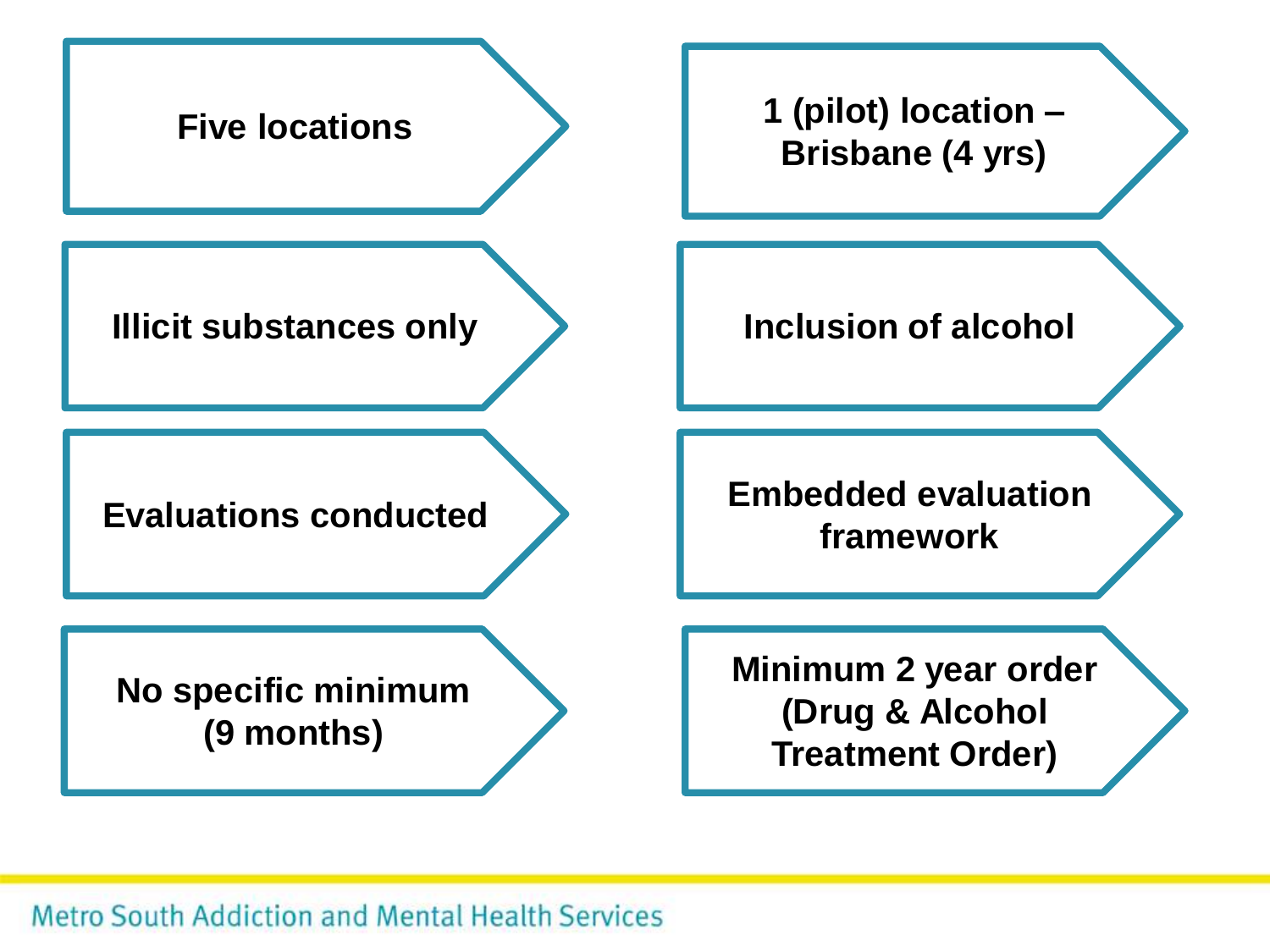| | |
| --- | --- |
| **Five locations** | **1 (pilot) location – Brisbane (4 yrs)** |
| **Illicit substances only** | **Inclusion of alcohol** |
| **Evaluations conducted** | **Embedded evaluation framework** |
| **No specific minimum (9 months)** | **Minimum 2 year order (Drug & Alcohol Treatment Order)** |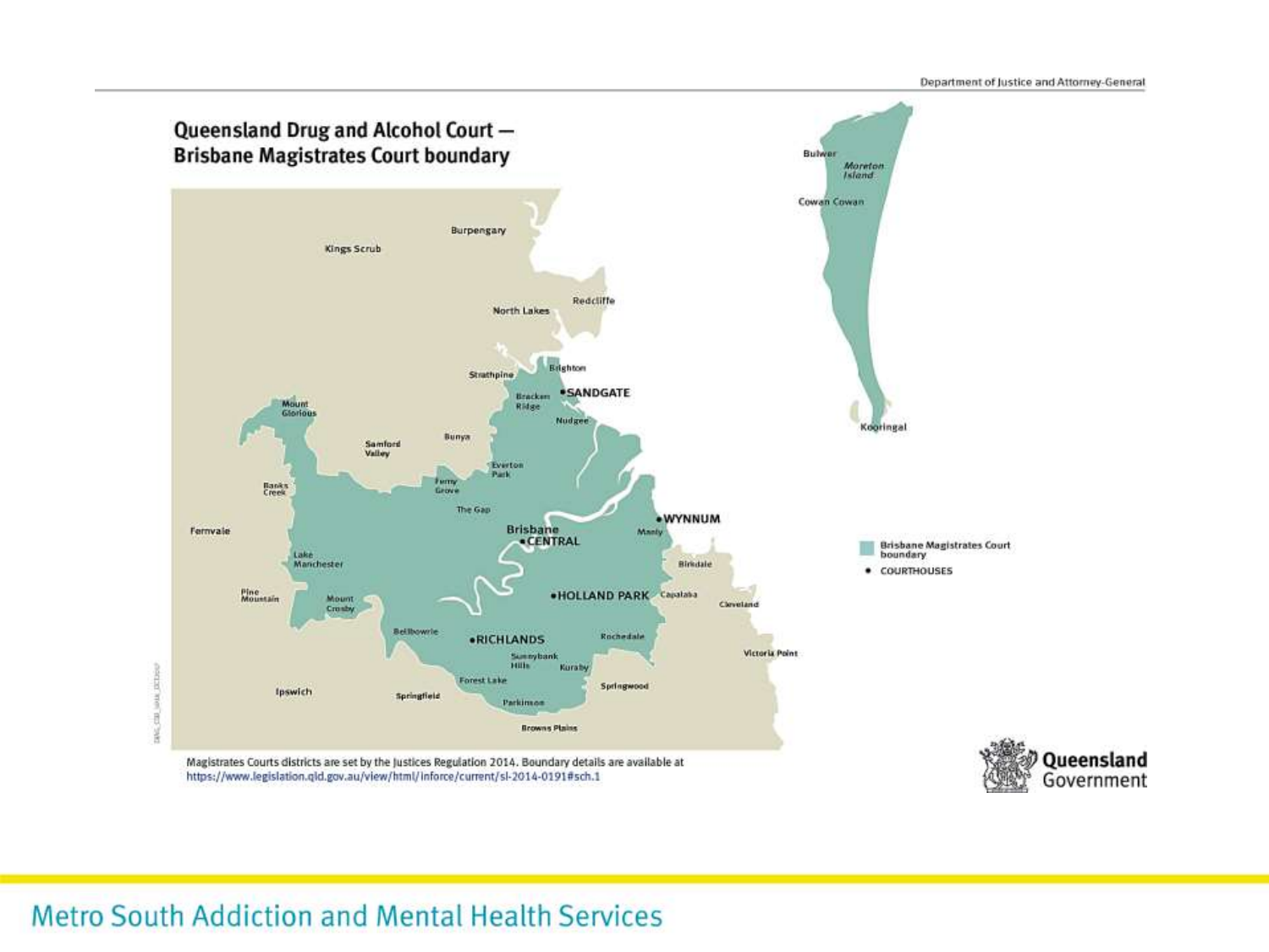Department of Justice and Attorney-General

## Queensland Drug and Alcohol Court — Brisbane Magistrates Court boundary

Kings Scrub, Burpengary, North Lakes, Redcliffe, Strathpine, Brighton, Bracken Ridge, SANDGATE, Nudgee, Mount Glorious, Samford Valley, Bunya, Everton Park, Ferny Grove, Banks Creek, The Gap, Fernvale, Brisbane CENTRAL, WYNNUM, Manly, Lake Manchester, Birkdale, Pine Mountain, Mount Crosby, HOLLAND PARK, Capalaba, Cleveland, Bellbowrie, RICHLANDS, Rochedale, Sunnybank Hills, Kuraby, Victoria Point, Forest Lake, Ipswich, Springfield, Parkinson, Springwood, Browns Plains, Bulwer, Moreton Island, Cowan Cowan, Kooringal

- Brisbane Magistrates Court boundary
- • COURTHOUSES

Magistrates Courts districts are set by the Justices Regulation 2014. Boundary details are available at https://www.legislation.qld.gov.au/view/html/inforce/current/sl-2014-0191#sch.1

Queensland Government

Metro South Addiction and Mental Health Services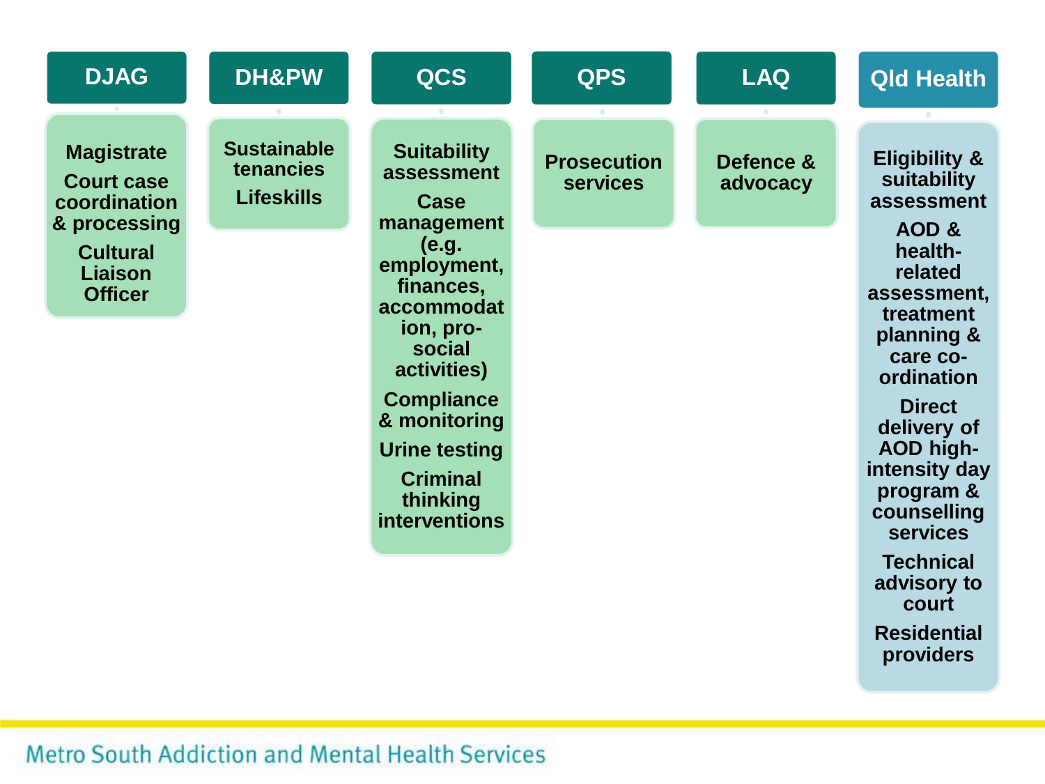| DJAG | DH&PW | QCS | QPS | LAQ | Qld Health |
| --- | --- | --- | --- | --- | --- |
| Magistrate<br>Court case coordination & processing<br>Cultural Liaison Officer | Sustainable tenancies<br>Lifeskills | Suitability assessment<br>Case management (e.g. employment, finances, accommodation, pro-social activities)<br>Compliance & monitoring<br>Urine testing<br>Criminal thinking interventions | Prosecution services | Defence & advocacy | Eligibility & suitability assessment<br>AOD & health-related assessment, treatment planning & care co-ordination<br>Direct delivery of AOD high-intensity day program & counselling services<br>Technical advisory to court<br>Residential providers |

Metro South Addiction and Mental Health Services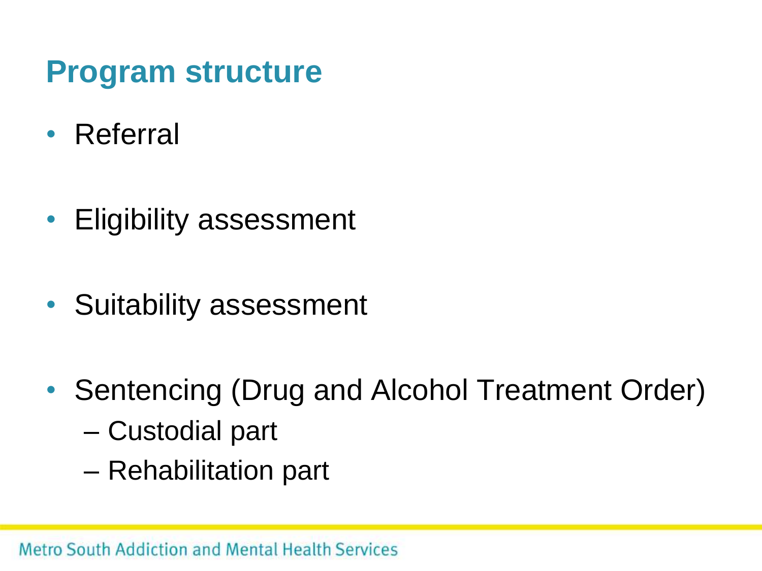# Program structure

- Referral
- Eligibility assessment
- Suitability assessment
- Sentencing (Drug and Alcohol Treatment Order)
  - Custodial part
  - Rehabilitation part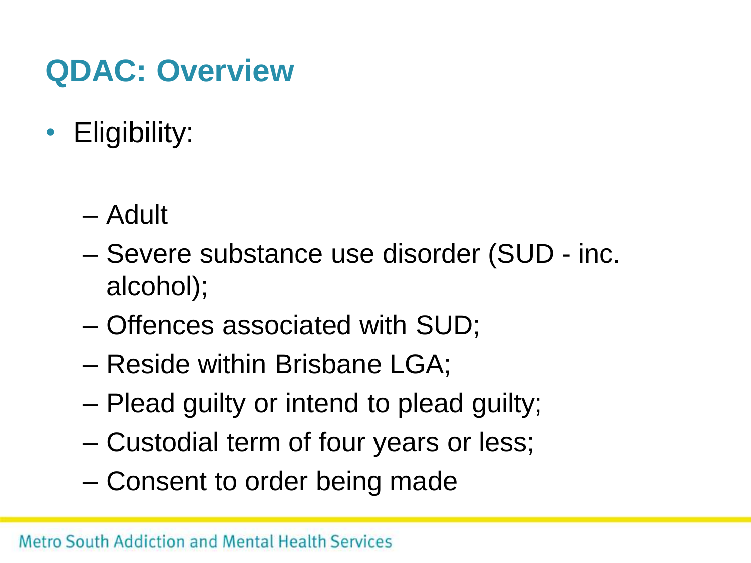# QDAC: Overview

- Eligibility:
  - Adult
  - Severe substance use disorder (SUD - inc. alcohol);
  - Offences associated with SUD;
  - Reside within Brisbane LGA;
  - Plead guilty or intend to plead guilty;
  - Custodial term of four years or less;
  - Consent to order being made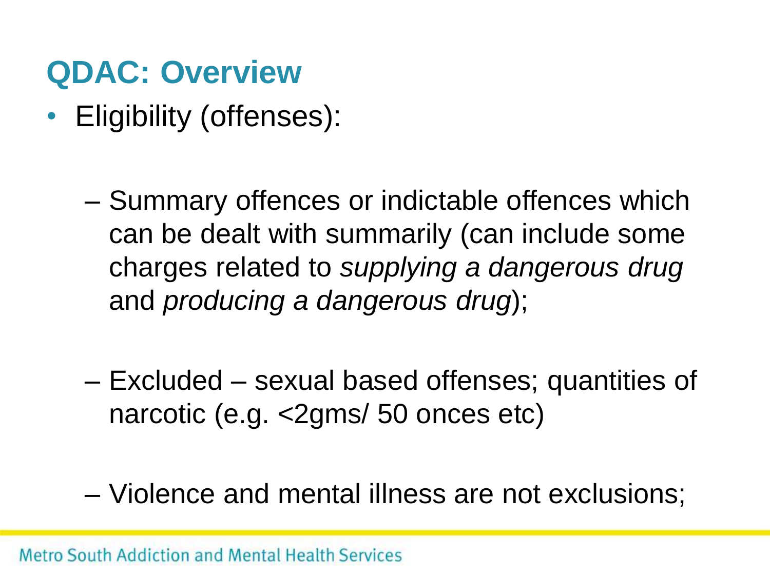## QDAC: Overview

- Eligibility (offenses):
  - Summary offences or indictable offences which can be dealt with summarily (can include some charges related to *supplying a dangerous drug* and *producing a dangerous drug*);
  - Excluded – sexual based offenses; quantities of narcotic (e.g. <2gms/ 50 onces etc)
  - Violence and mental illness are not exclusions;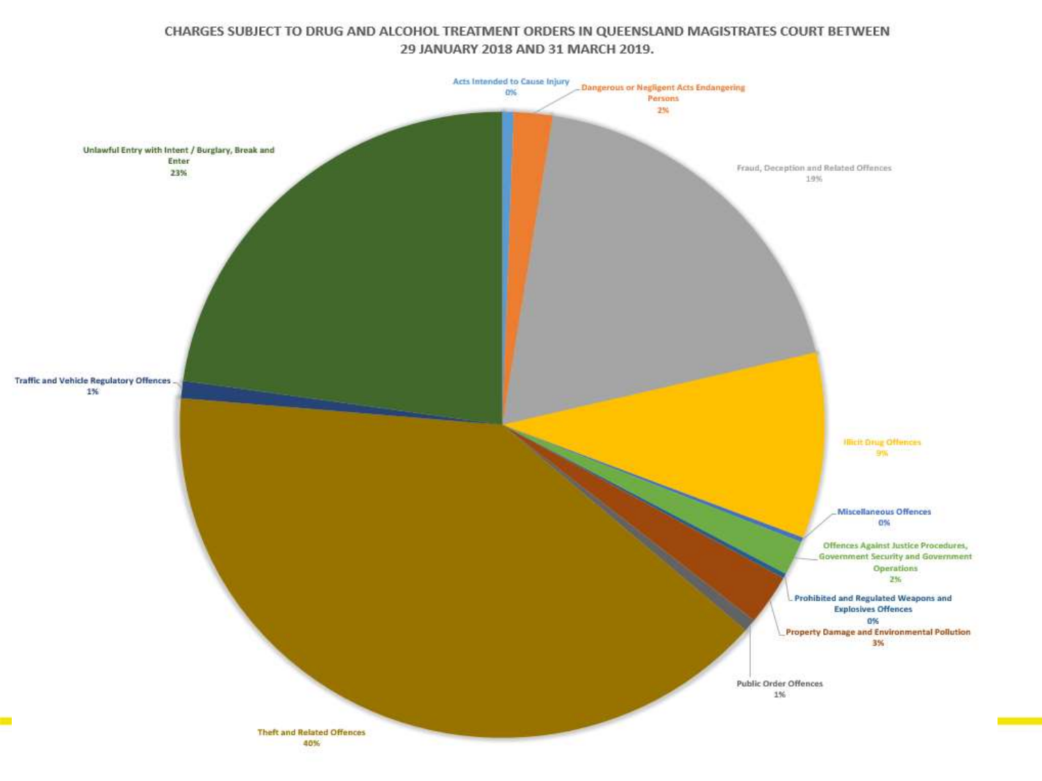# CHARGES SUBJECT TO DRUG AND ALCOHOL TREATMENT ORDERS IN QUEENSLAND MAGISTRATES COURT BETWEEN 29 JANUARY 2018 AND 31 MARCH 2019.

| Offence category | Percentage |
| --- | --- |
| Acts Intended to Cause Injury | 0% |
| Dangerous or Negligent Acts Endangering Persons | 2% |
| Fraud, Deception and Related Offences | 19% |
| Illicit Drug Offences | 9% |
| Miscellaneous Offences | 0% |
| Offences Against Justice Procedures, Government Security and Government Operations | 2% |
| Prohibited and Regulated Weapons and Explosives Offences | 0% |
| Property Damage and Environmental Pollution | 3% |
| Public Order Offences | 1% |
| Theft and Related Offences | 40% |
| Traffic and Vehicle Regulatory Offences | 1% |
| Unlawful Entry with Intent / Burglary, Break and Enter | 23% |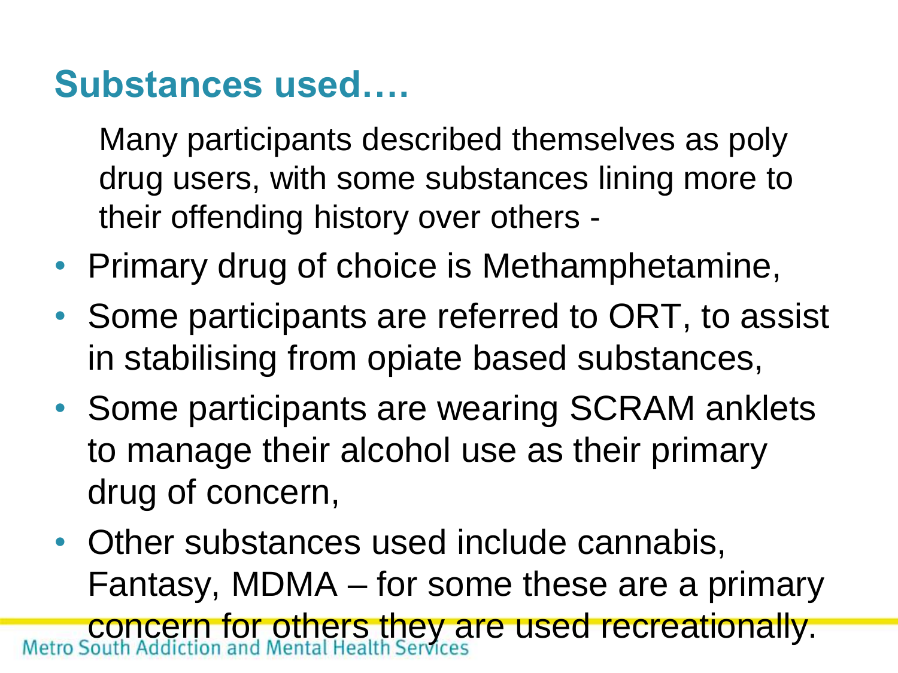## Substances used….

Many participants described themselves as poly drug users, with some substances lining more to their offending history over others -

- Primary drug of choice is Methamphetamine,
- Some participants are referred to ORT, to assist in stabilising from opiate based substances,
- Some participants are wearing SCRAM anklets to manage their alcohol use as their primary drug of concern,
- Other substances used include cannabis, Fantasy, MDMA – for some these are a primary concern for others they are used recreationally.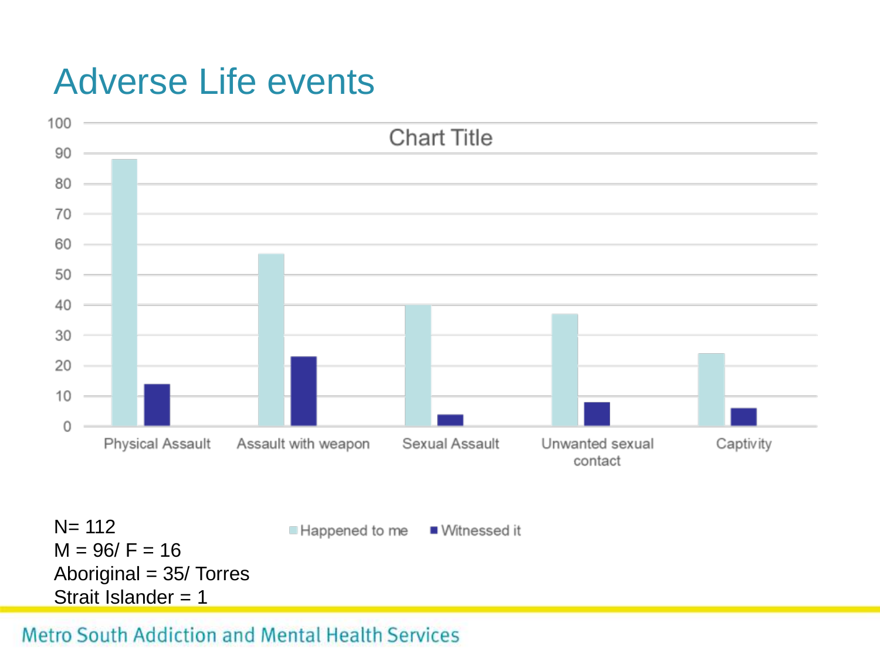# Adverse Life events

Chart Title

| | Happened to me | Witnessed it |
|---|---|---|
| Physical Assault | 88 | 14 |
| Assault with weapon | 57 | 23 |
| Sexual Assault | 40 | 4 |
| Unwanted sexual contact | 37 | 8 |
| Captivity | 24 | 6 |

N= 112
M = 96/ F = 16
Aboriginal = 35/ Torres Strait Islander = 1

Metro South Addiction and Mental Health Services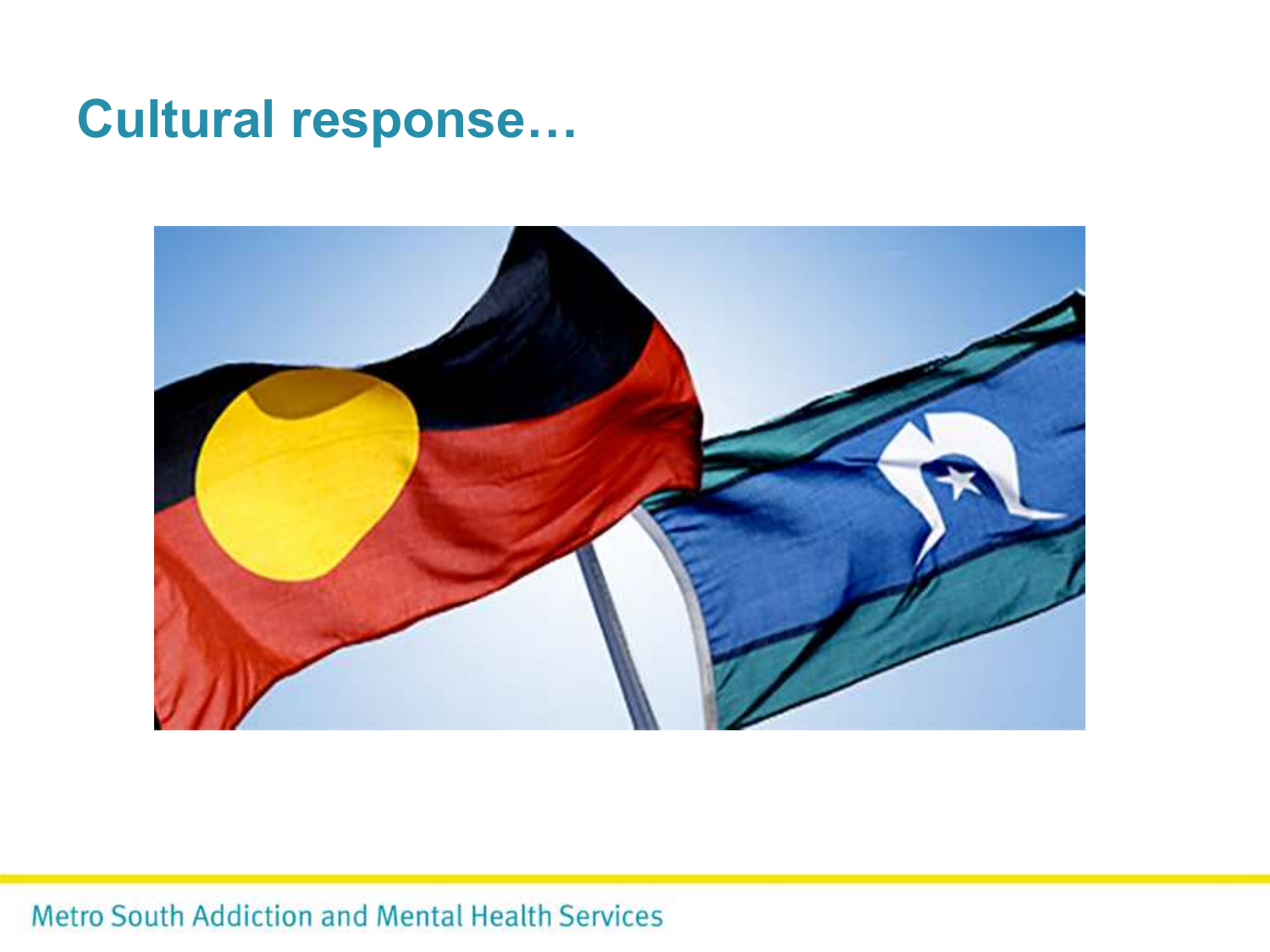# Cultural response…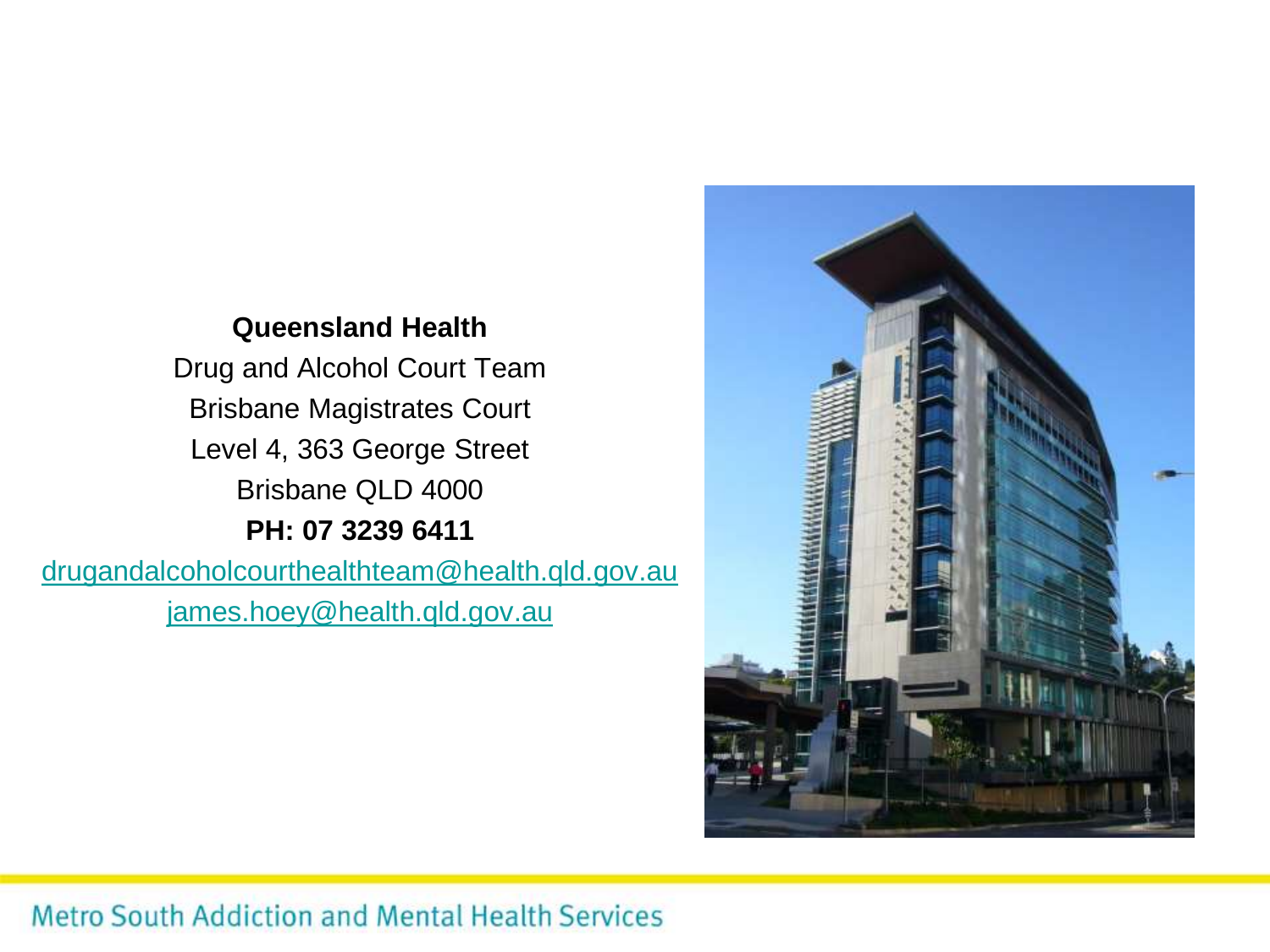**Queensland Health**

Drug and Alcohol Court Team

Brisbane Magistrates Court

Level 4, 363 George Street

Brisbane QLD 4000

**PH: 07 3239 6411**

drugandalcoholcourthealthteam@health.qld.gov.au

james.hoey@health.qld.gov.au